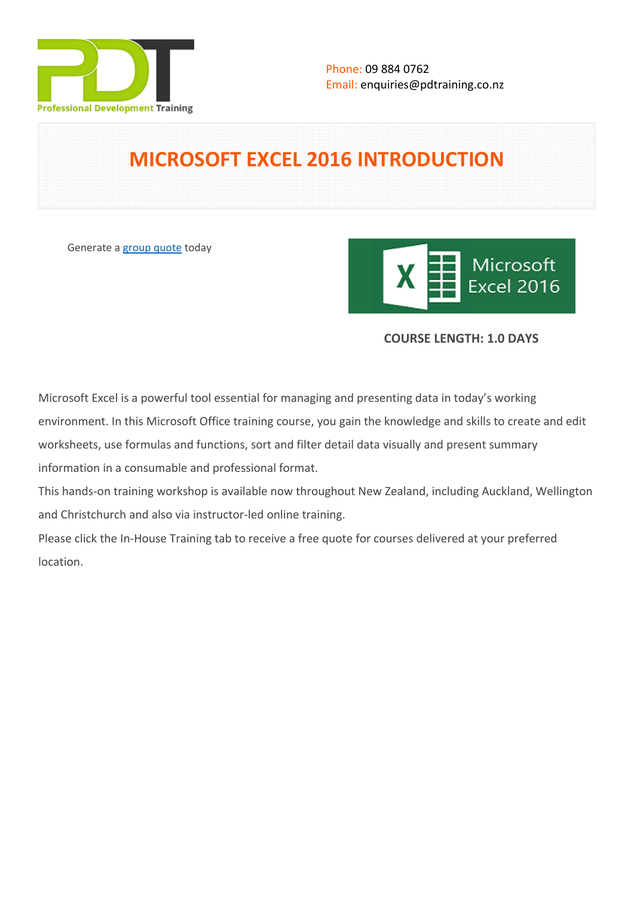Phone: 09 884 0762
Email: enquiries@pdtraining.co.nz

# MICROSOFT EXCEL 2016 INTRODUCTION

Generate a group quote today

**COURSE LENGTH: 1.0 DAYS**

Microsoft Excel is a powerful tool essential for managing and presenting data in today's working environment. In this Microsoft Office training course, you gain the knowledge and skills to create and edit worksheets, use formulas and functions, sort and filter detail data visually and present summary information in a consumable and professional format.

This hands-on training workshop is available now throughout New Zealand, including Auckland, Wellington and Christchurch and also via instructor-led online training.

Please click the In-House Training tab to receive a free quote for courses delivered at your preferred location.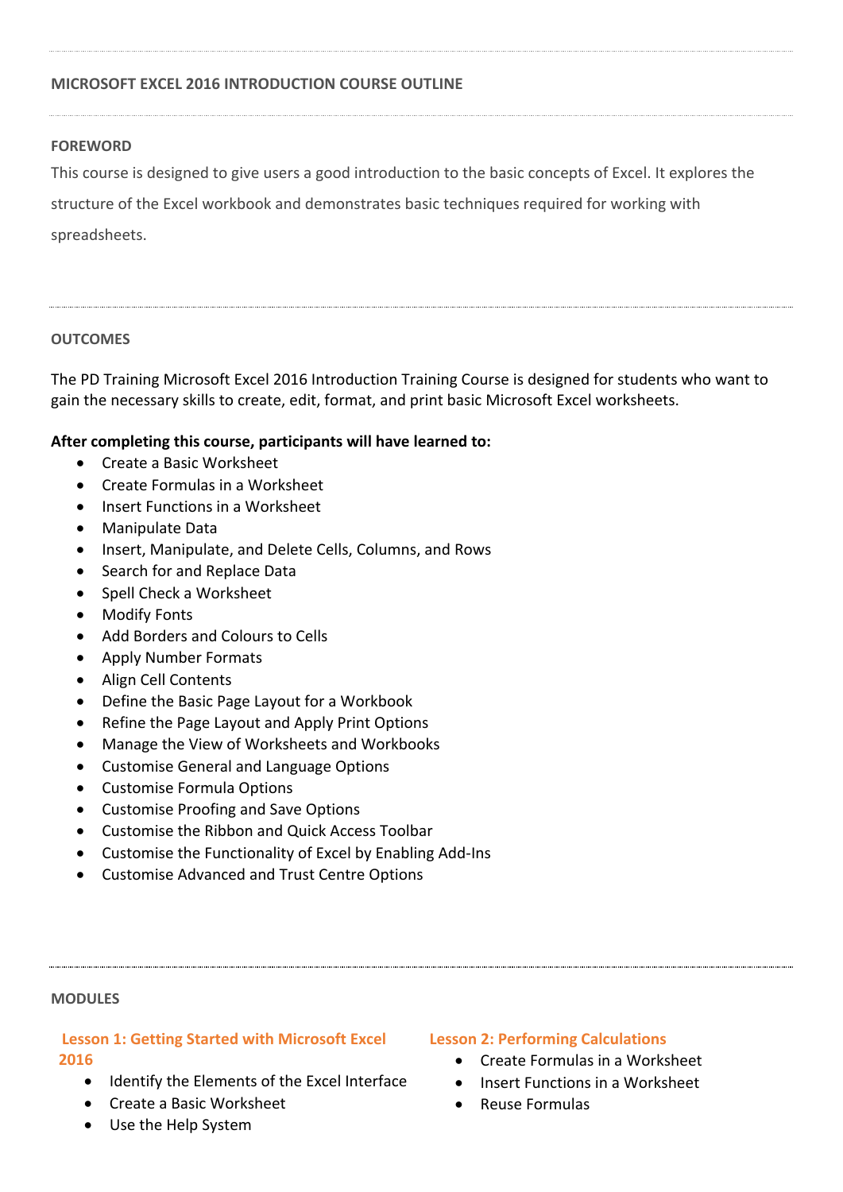## MICROSOFT EXCEL 2016 INTRODUCTION COURSE OUTLINE

### FOREWORD

This course is designed to give users a good introduction to the basic concepts of Excel. It explores the structure of the Excel workbook and demonstrates basic techniques required for working with spreadsheets.

### OUTCOMES

The PD Training Microsoft Excel 2016 Introduction Training Course is designed for students who want to gain the necessary skills to create, edit, format, and print basic Microsoft Excel worksheets.

**After completing this course, participants will have learned to:**

- Create a Basic Worksheet
- Create Formulas in a Worksheet
- Insert Functions in a Worksheet
- Manipulate Data
- Insert, Manipulate, and Delete Cells, Columns, and Rows
- Search for and Replace Data
- Spell Check a Worksheet
- Modify Fonts
- Add Borders and Colours to Cells
- Apply Number Formats
- Align Cell Contents
- Define the Basic Page Layout for a Workbook
- Refine the Page Layout and Apply Print Options
- Manage the View of Worksheets and Workbooks
- Customise General and Language Options
- Customise Formula Options
- Customise Proofing and Save Options
- Customise the Ribbon and Quick Access Toolbar
- Customise the Functionality of Excel by Enabling Add-Ins
- Customise Advanced and Trust Centre Options

### MODULES

#### Lesson 1: Getting Started with Microsoft Excel 2016

- Identify the Elements of the Excel Interface
- Create a Basic Worksheet
- Use the Help System

#### Lesson 2: Performing Calculations

- Create Formulas in a Worksheet
- Insert Functions in a Worksheet
- Reuse Formulas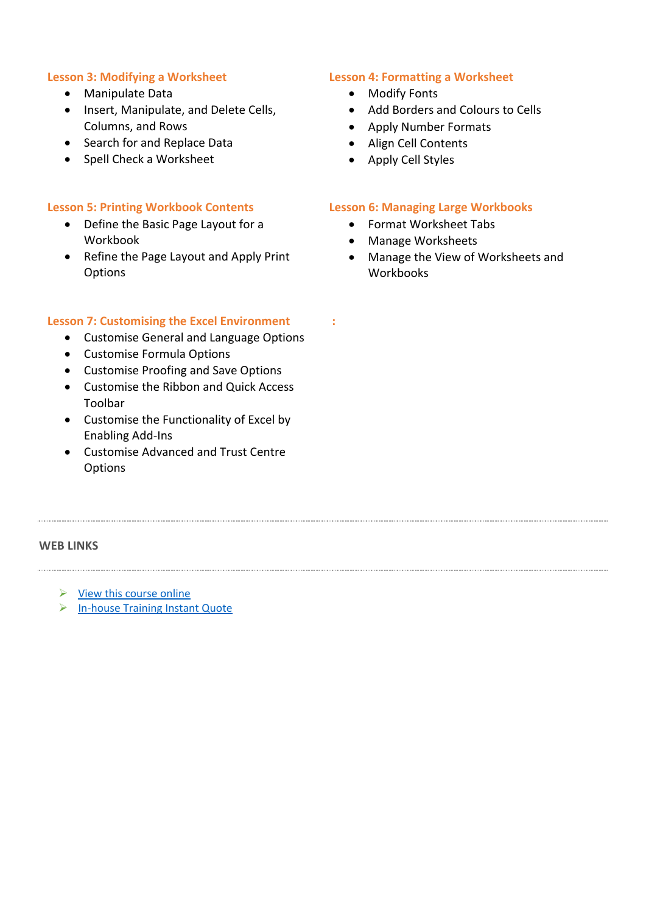### Lesson 3: Modifying a Worksheet

- Manipulate Data
- Insert, Manipulate, and Delete Cells, Columns, and Rows
- Search for and Replace Data
- Spell Check a Worksheet

### Lesson 4: Formatting a Worksheet

- Modify Fonts
- Add Borders and Colours to Cells
- Apply Number Formats
- Align Cell Contents
- Apply Cell Styles

### Lesson 5: Printing Workbook Contents

- Define the Basic Page Layout for a Workbook
- Refine the Page Layout and Apply Print Options

### Lesson 6: Managing Large Workbooks

- Format Worksheet Tabs
- Manage Worksheets
- Manage the View of Worksheets and Workbooks

### Lesson 7: Customising the Excel Environment

- Customise General and Language Options
- Customise Formula Options
- Customise Proofing and Save Options
- Customise the Ribbon and Quick Access Toolbar
- Customise the Functionality of Excel by Enabling Add-Ins
- Customise Advanced and Trust Centre Options

:

## WEB LINKS

- View this course online
- In-house Training Instant Quote